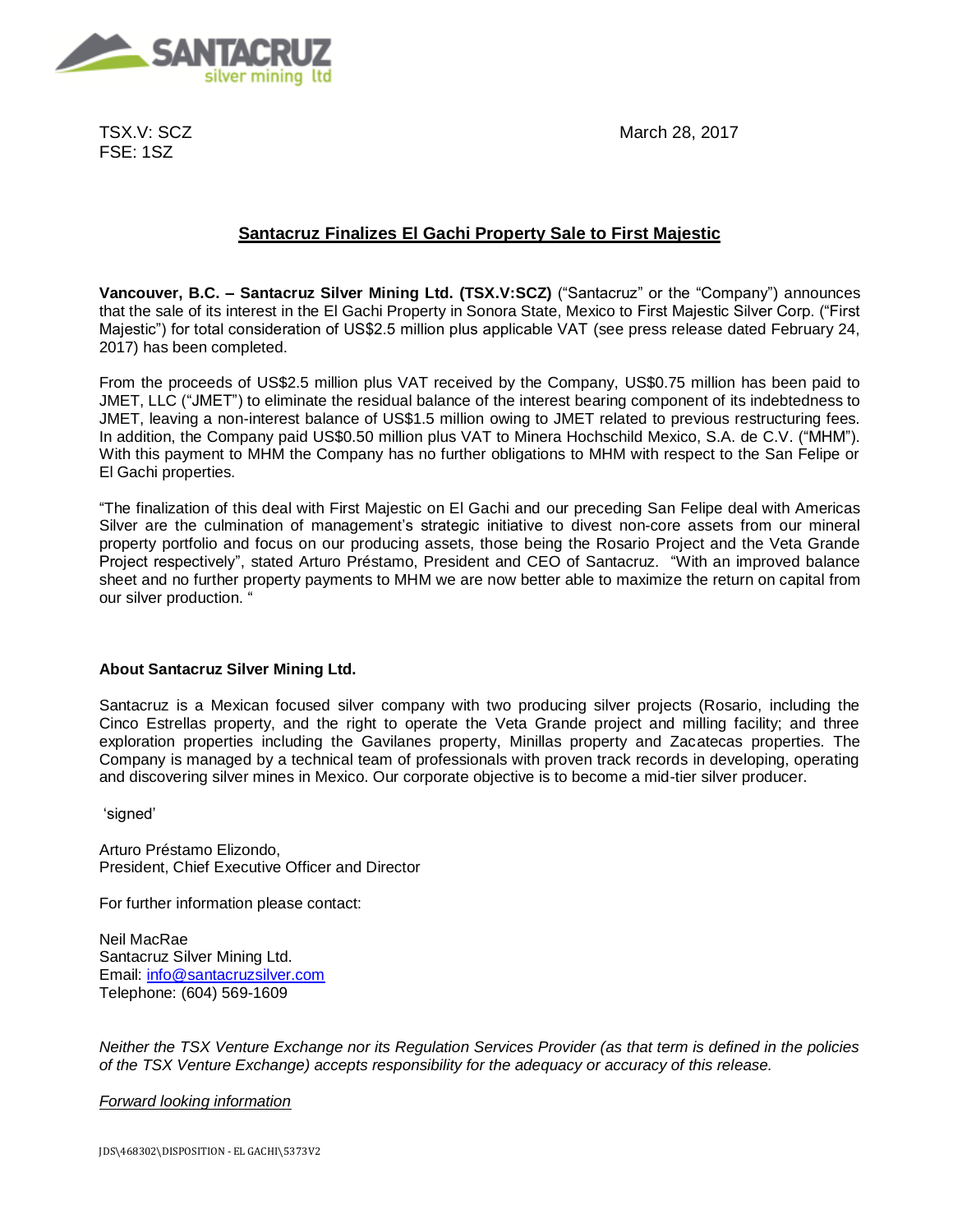TSX.V: SCZ
FSE: 1SZ

March 28, 2017

## Santacruz Finalizes El Gachi Property Sale to First Majestic

**Vancouver, B.C. – Santacruz Silver Mining Ltd. (TSX.V:SCZ)** ("Santacruz" or the "Company") announces that the sale of its interest in the El Gachi Property in Sonora State, Mexico to First Majestic Silver Corp. ("First Majestic") for total consideration of US$2.5 million plus applicable VAT (see press release dated February 24, 2017) has been completed.

From the proceeds of US$2.5 million plus VAT received by the Company, US$0.75 million has been paid to JMET, LLC ("JMET") to eliminate the residual balance of the interest bearing component of its indebtedness to JMET, leaving a non-interest balance of US$1.5 million owing to JMET related to previous restructuring fees. In addition, the Company paid US$0.50 million plus VAT to Minera Hochschild Mexico, S.A. de C.V. ("MHM"). With this payment to MHM the Company has no further obligations to MHM with respect to the San Felipe or El Gachi properties.

"The finalization of this deal with First Majestic on El Gachi and our preceding San Felipe deal with Americas Silver are the culmination of management's strategic initiative to divest non-core assets from our mineral property portfolio and focus on our producing assets, those being the Rosario Project and the Veta Grande Project respectively", stated Arturo Préstamo, President and CEO of Santacruz. "With an improved balance sheet and no further property payments to MHM we are now better able to maximize the return on capital from our silver production. "

**About Santacruz Silver Mining Ltd.**

Santacruz is a Mexican focused silver company with two producing silver projects (Rosario, including the Cinco Estrellas property, and the right to operate the Veta Grande project and milling facility; and three exploration properties including the Gavilanes property, Minillas property and Zacatecas properties. The Company is managed by a technical team of professionals with proven track records in developing, operating and discovering silver mines in Mexico. Our corporate objective is to become a mid-tier silver producer.

'signed'

Arturo Préstamo Elizondo,
President, Chief Executive Officer and Director

For further information please contact:

Neil MacRae
Santacruz Silver Mining Ltd.
Email: info@santacruzsilver.com
Telephone: (604) 569-1609

*Neither the TSX Venture Exchange nor its Regulation Services Provider (as that term is defined in the policies of the TSX Venture Exchange) accepts responsibility for the adequacy or accuracy of this release.*

*Forward looking information*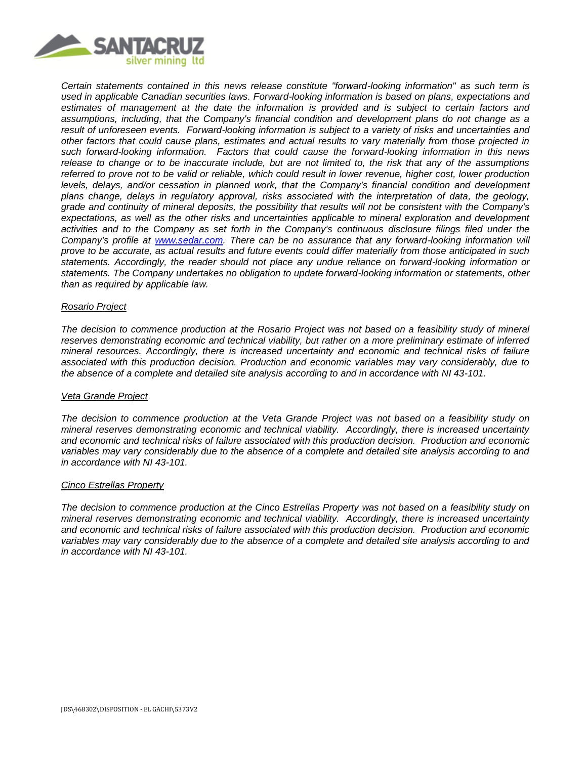*Certain statements contained in this news release constitute "forward-looking information" as such term is used in applicable Canadian securities laws. Forward-looking information is based on plans, expectations and estimates of management at the date the information is provided and is subject to certain factors and assumptions, including, that the Company's financial condition and development plans do not change as a result of unforeseen events. Forward-looking information is subject to a variety of risks and uncertainties and other factors that could cause plans, estimates and actual results to vary materially from those projected in such forward-looking information. Factors that could cause the forward-looking information in this news release to change or to be inaccurate include, but are not limited to, the risk that any of the assumptions referred to prove not to be valid or reliable, which could result in lower revenue, higher cost, lower production levels, delays, and/or cessation in planned work, that the Company's financial condition and development plans change, delays in regulatory approval, risks associated with the interpretation of data, the geology, grade and continuity of mineral deposits, the possibility that results will not be consistent with the Company's expectations, as well as the other risks and uncertainties applicable to mineral exploration and development activities and to the Company as set forth in the Company's continuous disclosure filings filed under the Company's profile at [www.sedar.com](http://www.sedar.com). There can be no assurance that any forward-looking information will prove to be accurate, as actual results and future events could differ materially from those anticipated in such statements. Accordingly, the reader should not place any undue reliance on forward-looking information or statements. The Company undertakes no obligation to update forward-looking information or statements, other than as required by applicable law.*

*Rosario Project*

*The decision to commence production at the Rosario Project was not based on a feasibility study of mineral reserves demonstrating economic and technical viability, but rather on a more preliminary estimate of inferred mineral resources. Accordingly, there is increased uncertainty and economic and technical risks of failure associated with this production decision. Production and economic variables may vary considerably, due to the absence of a complete and detailed site analysis according to and in accordance with NI 43-101.*

*Veta Grande Project*

*The decision to commence production at the Veta Grande Project was not based on a feasibility study on mineral reserves demonstrating economic and technical viability. Accordingly, there is increased uncertainty and economic and technical risks of failure associated with this production decision. Production and economic variables may vary considerably due to the absence of a complete and detailed site analysis according to and in accordance with NI 43-101.*

*Cinco Estrellas Property*

*The decision to commence production at the Cinco Estrellas Property was not based on a feasibility study on mineral reserves demonstrating economic and technical viability. Accordingly, there is increased uncertainty and economic and technical risks of failure associated with this production decision. Production and economic variables may vary considerably due to the absence of a complete and detailed site analysis according to and in accordance with NI 43-101.*

JDS\468302\DISPOSITION - EL GACHI\5373V2